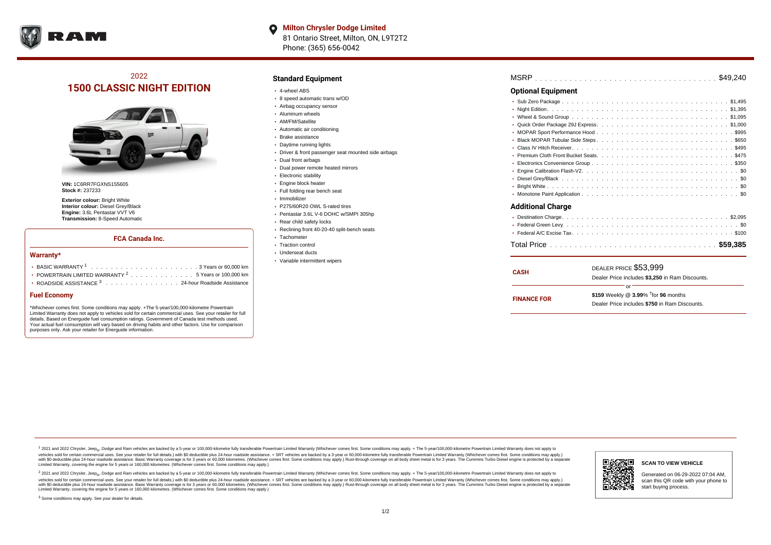**Milton Chrysler Dodge Limited**
81 Ontario Street, Milton, ON, L9T2T2
Phone: (365) 656-0042

## 2022
# 1500 CLASSIC NIGHT EDITION

**VIN:** 1C6RR7FGXNS155605
**Stock #:** 237233

**Exterior colour:** Bright White
**Interior colour:** Diesel Grey/Black
**Engine:** 3.6L Pentastar VVT V6
**Transmission:** 8-Speed Automatic

### FCA Canada Inc.

#### Warranty*

- BASIC WARRANTY [1] . . . . . . . . . . 3 Years or 60,000 km
- POWERTRAIN LIMITED WARRANTY [2] . . . . . . . . . . 5 Years or 100,000 km
- ROADSIDE ASSISTANCE [3] . . . . . . . . . . 24-hour Roadside Assistance

#### Fuel Economy

*Whichever comes first. Some conditions may apply. +The 5-year/100,000-kilometre Powertrain Limited Warranty does not apply to vehicles sold for certain commercial uses. See your retailer for full details. Based on Energuide fuel consumption ratings. Government of Canada test methods used. Your actual fuel consumption will vary based on driving habits and other factors. Use for comparison purposes only. Ask your retailer for Energuide information.

### Standard Equipment

- 4-wheel ABS
- 8 speed automatic trans w/OD
- Airbag occupancy sensor
- Aluminum wheels
- AM/FM/Satellite
- Automatic air conditioning
- Brake assistance
- Daytime running lights
- Driver & front passenger seat mounted side airbags
- Dual front airbags
- Dual power remote heated mirrors
- Electronic stability
- Engine block heater
- Full folding rear bench seat
- Immobilizer
- P275/60R20 OWL S-rated tires
- Pentastar 3.6L V-6 DOHC w/SMPI 305hp
- Rear child safety locks
- Reclining front 40-20-40 split-bench seats
- Tachometer
- Traction control
- Underseat ducts
- Variable intermittent wipers

MSRP . . . . . . . . . . $49,240

### Optional Equipment

- Sub Zero Package . . . . . . . . . . $1,495
- Night Edition . . . . . . . . . . $1,395
- Wheel & Sound Group . . . . . . . . . . $1,095
- Quick Order Package 29J Express . . . . . . . . . . $1,000
- MOPAR Sport Performance Hood . . . . . . . . . . $995
- Black MOPAR Tubular Side Steps . . . . . . . . . . $650
- Class IV Hitch Receiver . . . . . . . . . . $495
- Premium Cloth Front Bucket Seats . . . . . . . . . . $475
- Electronics Convenience Group . . . . . . . . . . $350
- Engine Calibration Flash-V2 . . . . . . . . . . $0
- Diesel Grey/Black . . . . . . . . . . $0
- Bright White . . . . . . . . . . $0
- Monotone Paint Application . . . . . . . . . . $0

### Additional Charge

- Destination Charge . . . . . . . . . . $2,095
- Federal Green Levy . . . . . . . . . . $0
- Federal A/C Excise Tax . . . . . . . . . . $100

Total Price . . . . . . . . . . **$59,385**

| | |
|---|---|
| **CASH** | DEALER PRICE $53,999<br>Dealer Price includes **$3,250** in Ram Discounts. |
| | or |
| **FINANCE FOR** | **$159** Weekly @ **3.99**% †for **96** months<br>Dealer Price includes **$750** in Ram Discounts. |

[1] 2021 and 2022 Chrysler, Jeep®, Dodge and Ram vehicles are backed by a 5-year or 100,000-kilometre fully transferable Powertrain Limited Warranty (Whichever comes first. Some conditions may apply. + The 5-year/100,000-kilometre Powertrain Limited Warranty does not apply to vehicles sold for certain commercial uses. See your retailer for full details.) with $0 deductible plus 24-hour roadside assistance. + SRT vehicles are backed by a 3-year or 60,000-kilometre fully transferable Powertrain Limited Warranty (Whichever comes first. Some conditions may apply.) with $0 deductible plus 24-hour roadside assistance. Basic Warranty coverage is for 3 years or 60,000 kilometres. (Whichever comes first. Some conditions may apply.) Rust-through coverage on all body sheet metal is for 3 years. The Cummins Turbo Diesel engine is protected by a separate Limited Warranty, covering the engine for 5 years or 160,000 kilometres. (Whichever comes first. Some conditions may apply.)

[2] 2021 and 2022 Chrysler, Jeep®, Dodge and Ram vehicles are backed by a 5-year or 100,000-kilometre fully transferable Powertrain Limited Warranty (Whichever comes first. Some conditions may apply. + The 5-year/100,000-kilometre Powertrain Limited Warranty does not apply to vehicles sold for certain commercial uses. See your retailer for full details.) with $0 deductible plus 24-hour roadside assistance. + SRT vehicles are backed by a 3-year or 60,000-kilometre fully transferable Powertrain Limited Warranty (Whichever comes first. Some conditions may apply.) with $0 deductible plus 24-hour roadside assistance. Basic Warranty coverage is for 3 years or 60,000 kilometres. (Whichever comes first. Some conditions may apply.) Rust-through coverage on all body sheet metal is for 3 years. The Cummins Turbo Diesel engine is protected by a separate Limited Warranty, covering the engine for 5 years or 160,000 kilometres. (Whichever comes first. Some conditions may apply.)

[3] Some conditions may apply. See your dealer for details.

**SCAN TO VIEW VEHICLE**

Generated on 06-29-2022 07:04 AM, scan this QR code with your phone to start buying process.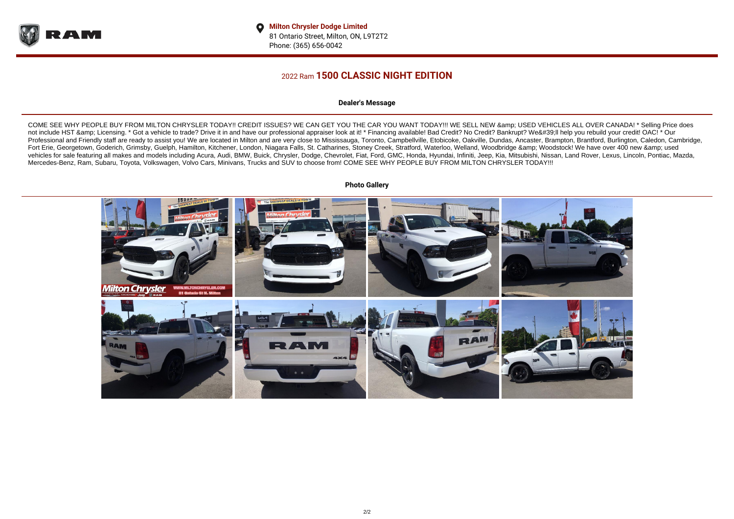Milton Chrysler Dodge Limited
81 Ontario Street, Milton, ON, L9T2T2
Phone: (365) 656-0042

# 2022 Ram **1500 CLASSIC NIGHT EDITION**

## Dealer's Message

COME SEE WHY PEOPLE BUY FROM MILTON CHRYSLER TODAY!! CREDIT ISSUES? WE CAN GET YOU THE CAR YOU WANT TODAY!!! WE SELL NEW &amp; USED VEHICLES ALL OVER CANADA! * Selling Price does not include HST &amp; Licensing. * Got a vehicle to trade? Drive it in and have our professional appraiser look at it! * Financing available! Bad Credit? No Credit? Bankrupt? We&#39;ll help you rebuild your credit! OAC! * Our Professional and Friendly staff are ready to assist you! We are located in Milton and are very close to Mississauga, Toronto, Campbellville, Etobicoke, Oakville, Dundas, Ancaster, Brampton, Brantford, Burlington, Caledon, Cambridge, Fort Erie, Georgetown, Goderich, Grimsby, Guelph, Hamilton, Kitchener, London, Niagara Falls, St. Catharines, Stoney Creek, Stratford, Waterloo, Welland, Woodbridge &amp; Woodstock! We have over 400 new &amp; used vehicles for sale featuring all makes and models including Acura, Audi, BMW, Buick, Chrysler, Dodge, Chevrolet, Fiat, Ford, GMC, Honda, Hyundai, Infiniti, Jeep, Kia, Mitsubishi, Nissan, Land Rover, Lexus, Lincoln, Pontiac, Mazda, Mercedes-Benz, Ram, Subaru, Toyota, Volkswagen, Volvo Cars, Minivans, Trucks and SUV to choose from! COME SEE WHY PEOPLE BUY FROM MILTON CHRYSLER TODAY!!!

## Photo Gallery